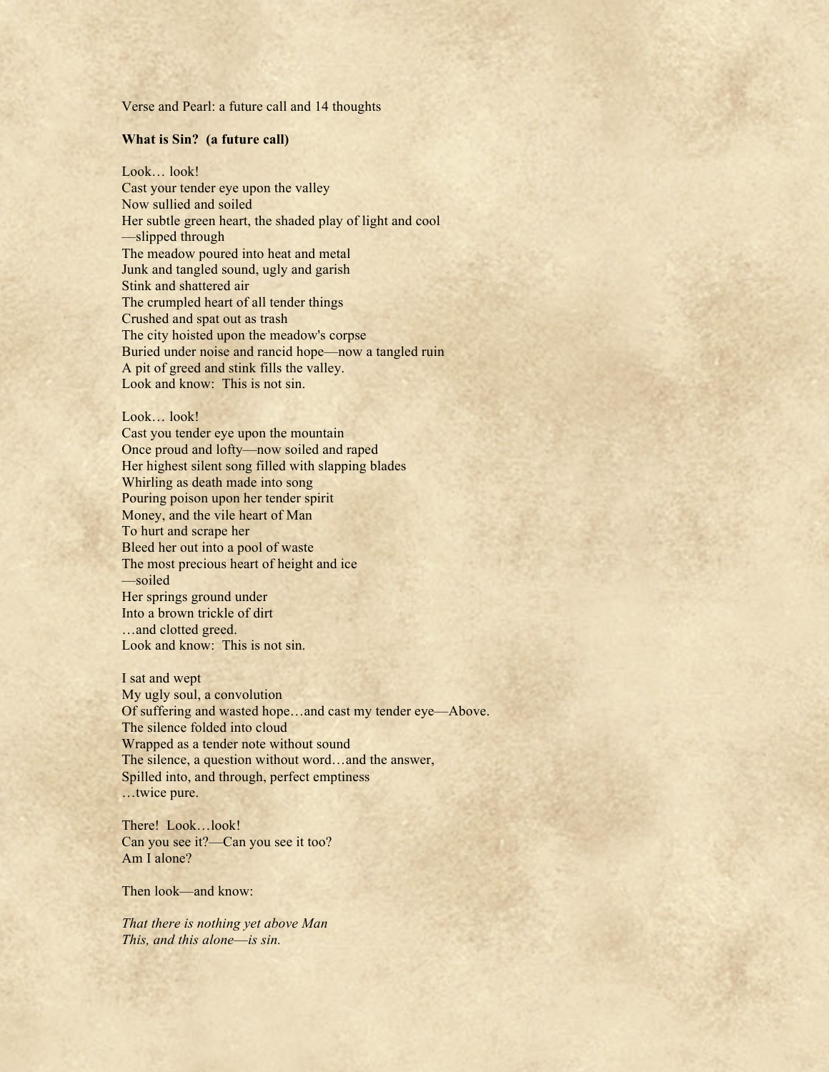Verse and Pearl: a future call and 14 thoughts

**What is Sin? (a future call)**

Look… look!  
Cast your tender eye upon the valley  
Now sullied and soiled  
Her subtle green heart, the shaded play of light and cool  
—slipped through  
The meadow poured into heat and metal  
Junk and tangled sound, ugly and garish  
Stink and shattered air  
The crumpled heart of all tender things  
Crushed and spat out as trash  
The city hoisted upon the meadow's corpse  
Buried under noise and rancid hope—now a tangled ruin  
A pit of greed and stink fills the valley.  
Look and know: This is not sin.

Look… look!  
Cast you tender eye upon the mountain  
Once proud and lofty—now soiled and raped  
Her highest silent song filled with slapping blades  
Whirling as death made into song  
Pouring poison upon her tender spirit  
Money, and the vile heart of Man  
To hurt and scrape her  
Bleed her out into a pool of waste  
The most precious heart of height and ice  
—soiled  
Her springs ground under  
Into a brown trickle of dirt  
…and clotted greed.  
Look and know: This is not sin.

I sat and wept  
My ugly soul, a convolution  
Of suffering and wasted hope…and cast my tender eye—Above.  
The silence folded into cloud  
Wrapped as a tender note without sound  
The silence, a question without word…and the answer,  
Spilled into, and through, perfect emptiness  
…twice pure.

There! Look…look!  
Can you see it?—Can you see it too?  
Am I alone?

Then look—and know:

*That there is nothing yet above Man*  
*This, and this alone—is sin.*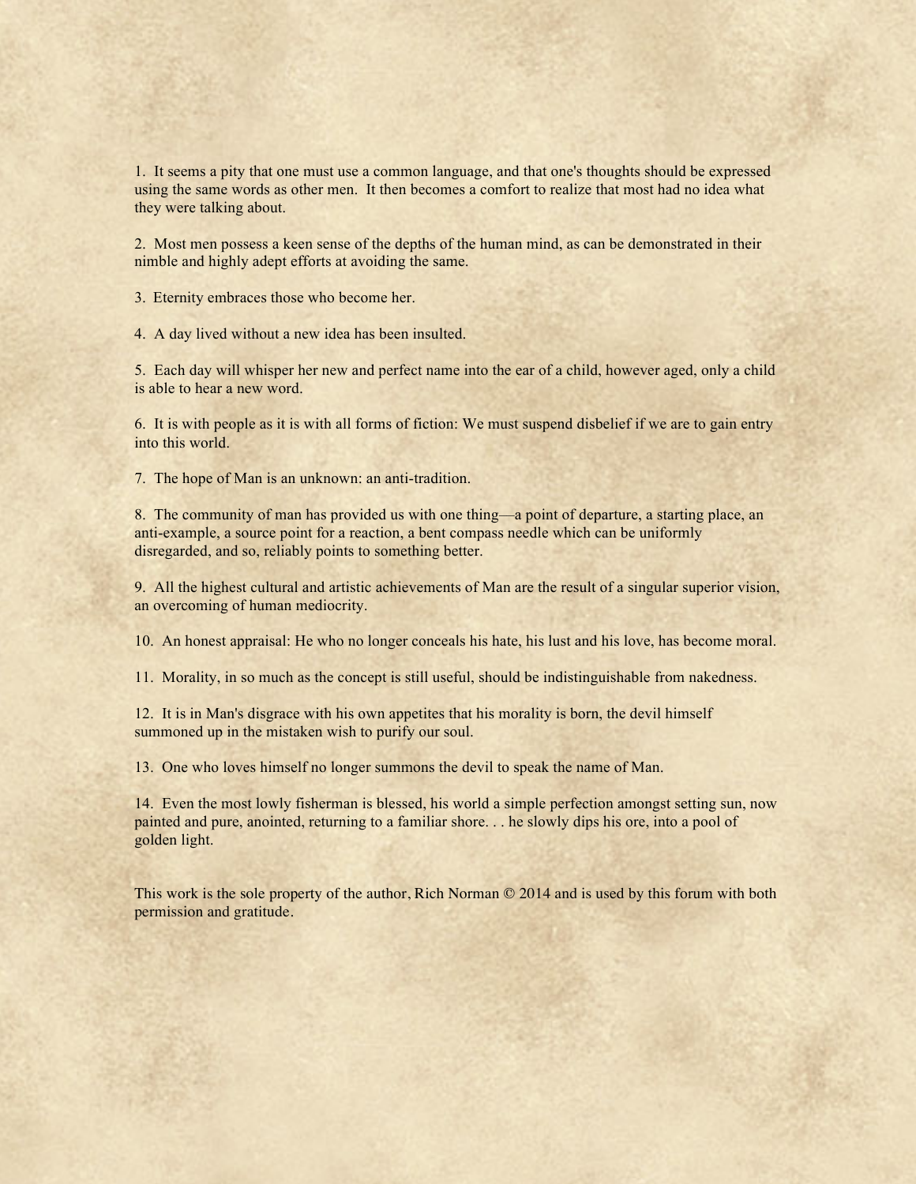1. It seems a pity that one must use a common language, and that one's thoughts should be expressed using the same words as other men. It then becomes a comfort to realize that most had no idea what they were talking about.

2. Most men possess a keen sense of the depths of the human mind, as can be demonstrated in their nimble and highly adept efforts at avoiding the same.

3. Eternity embraces those who become her.

4. A day lived without a new idea has been insulted.

5. Each day will whisper her new and perfect name into the ear of a child, however aged, only a child is able to hear a new word.

6. It is with people as it is with all forms of fiction: We must suspend disbelief if we are to gain entry into this world.

7. The hope of Man is an unknown: an anti-tradition.

8. The community of man has provided us with one thing—a point of departure, a starting place, an anti-example, a source point for a reaction, a bent compass needle which can be uniformly disregarded, and so, reliably points to something better.

9. All the highest cultural and artistic achievements of Man are the result of a singular superior vision, an overcoming of human mediocrity.

10. An honest appraisal: He who no longer conceals his hate, his lust and his love, has become moral.

11. Morality, in so much as the concept is still useful, should be indistinguishable from nakedness.

12. It is in Man's disgrace with his own appetites that his morality is born, the devil himself summoned up in the mistaken wish to purify our soul.

13. One who loves himself no longer summons the devil to speak the name of Man.

14. Even the most lowly fisherman is blessed, his world a simple perfection amongst setting sun, now painted and pure, anointed, returning to a familiar shore. . . he slowly dips his ore, into a pool of golden light.

This work is the sole property of the author, Rich Norman © 2014 and is used by this forum with both permission and gratitude.